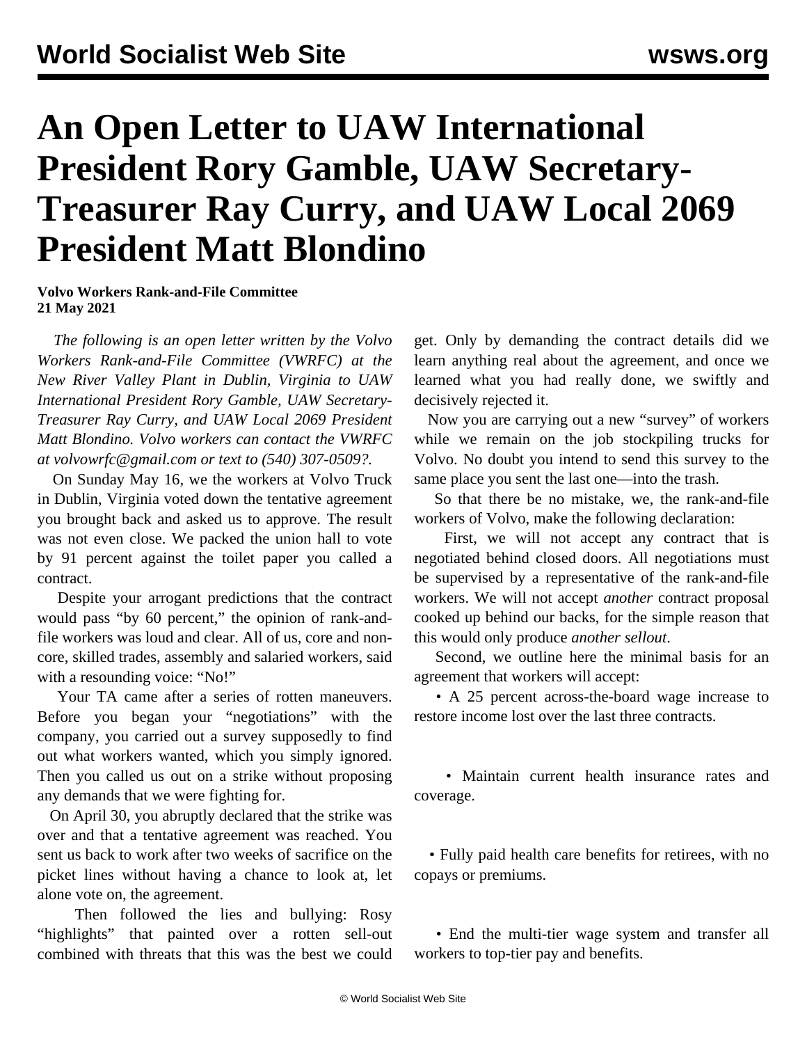# An Open Letter to UAW International President Rory Gamble, UAW Secretary-Treasurer Ray Curry, and UAW Local 2069 President Matt Blondino

**Volvo Workers Rank-and-File Committee**
**21 May 2021**

*The following is an open letter written by the Volvo Workers Rank-and-File Committee (VWRFC) at the New River Valley Plant in Dublin, Virginia to UAW International President Rory Gamble, UAW Secretary-Treasurer Ray Curry, and UAW Local 2069 President Matt Blondino. Volvo workers can contact the VWRFC at volvowrfc@gmail.com or text to (540) 307-0509?.*

On Sunday May 16, we the workers at Volvo Truck in Dublin, Virginia voted down the tentative agreement you brought back and asked us to approve. The result was not even close. We packed the union hall to vote by 91 percent against the toilet paper you called a contract.

Despite your arrogant predictions that the contract would pass "by 60 percent," the opinion of rank-and-file workers was loud and clear. All of us, core and non-core, skilled trades, assembly and salaried workers, said with a resounding voice: "No!"

Your TA came after a series of rotten maneuvers. Before you began your "negotiations" with the company, you carried out a survey supposedly to find out what workers wanted, which you simply ignored. Then you called us out on a strike without proposing any demands that we were fighting for.

On April 30, you abruptly declared that the strike was over and that a tentative agreement was reached. You sent us back to work after two weeks of sacrifice on the picket lines without having a chance to look at, let alone vote on, the agreement.

Then followed the lies and bullying: Rosy "highlights" that painted over a rotten sell-out combined with threats that this was the best we could get. Only by demanding the contract details did we learn anything real about the agreement, and once we learned what you had really done, we swiftly and decisively rejected it.

Now you are carrying out a new "survey" of workers while we remain on the job stockpiling trucks for Volvo. No doubt you intend to send this survey to the same place you sent the last one—into the trash.

So that there be no mistake, we, the rank-and-file workers of Volvo, make the following declaration:

First, we will not accept any contract that is negotiated behind closed doors. All negotiations must be supervised by a representative of the rank-and-file workers. We will not accept *another* contract proposal cooked up behind our backs, for the simple reason that this would only produce *another sellout*.

Second, we outline here the minimal basis for an agreement that workers will accept:

- A 25 percent across-the-board wage increase to restore income lost over the last three contracts.
- Maintain current health insurance rates and coverage.
- Fully paid health care benefits for retirees, with no copays or premiums.
- End the multi-tier wage system and transfer all workers to top-tier pay and benefits.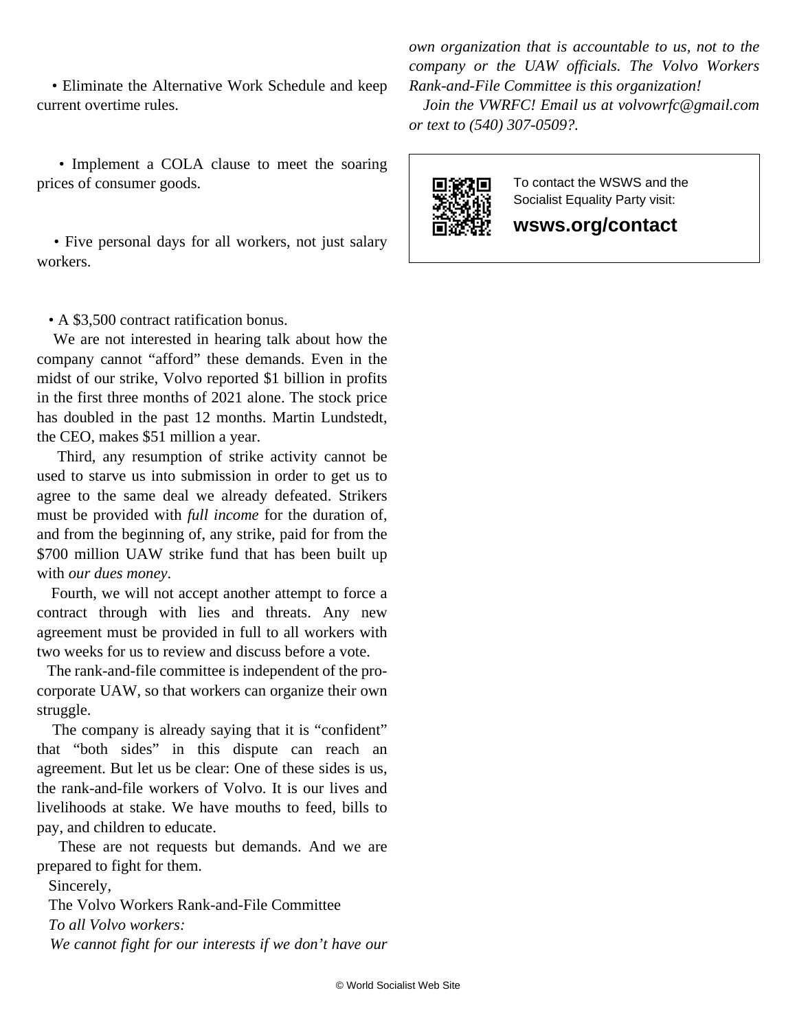- Eliminate the Alternative Work Schedule and keep current overtime rules.

- Implement a COLA clause to meet the soaring prices of consumer goods.

- Five personal days for all workers, not just salary workers.

- A $3,500 contract ratification bonus.

We are not interested in hearing talk about how the company cannot "afford" these demands. Even in the midst of our strike, Volvo reported $1 billion in profits in the first three months of 2021 alone. The stock price has doubled in the past 12 months. Martin Lundstedt, the CEO, makes $51 million a year.

Third, any resumption of strike activity cannot be used to starve us into submission in order to get us to agree to the same deal we already defeated. Strikers must be provided with *full income* for the duration of, and from the beginning of, any strike, paid for from the $700 million UAW strike fund that has been built up with *our dues money*.

Fourth, we will not accept another attempt to force a contract through with lies and threats. Any new agreement must be provided in full to all workers with two weeks for us to review and discuss before a vote.

The rank-and-file committee is independent of the pro-corporate UAW, so that workers can organize their own struggle.

The company is already saying that it is "confident" that "both sides" in this dispute can reach an agreement. But let us be clear: One of these sides is us, the rank-and-file workers of Volvo. It is our lives and livelihoods at stake. We have mouths to feed, bills to pay, and children to educate.

These are not requests but demands. And we are prepared to fight for them.

Sincerely,

The Volvo Workers Rank-and-File Committee

*To all Volvo workers:*

*We cannot fight for our interests if we don't have our own organization that is accountable to us, not to the company or the UAW officials. The Volvo Workers Rank-and-File Committee is this organization!*

*Join the VWRFC! Email us at volvowrfc@gmail.com or text to (540) 307-0509?.*

To contact the WSWS and the Socialist Equality Party visit:

**wsws.org/contact**